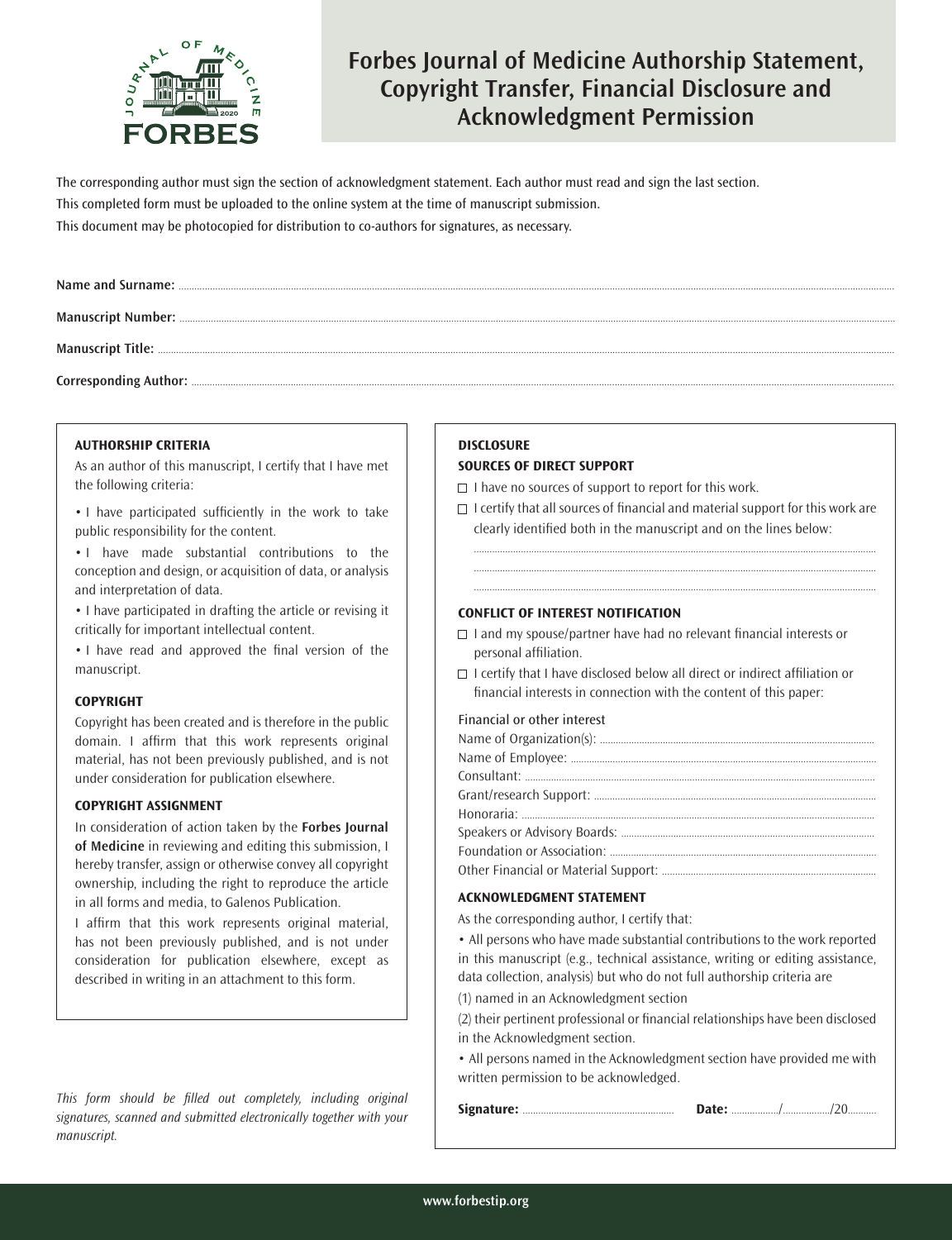# Forbes Journal of Medicine Authorship Statement, Copyright Transfer, Financial Disclosure and Acknowledgment Permission

The corresponding author must sign the section of acknowledgment statement. Each author must read and sign the last section.
This completed form must be uploaded to the online system at the time of manuscript submission.
This document may be photocopied for distribution to co-authors for signatures, as necessary.

**Name and Surname:** ...........................................

**Manuscript Number:** ...........................................

**Manuscript Title:** ...........................................

**Corresponding Author:** ...........................................

## AUTHORSHIP CRITERIA

As an author of this manuscript, I certify that I have met the following criteria:

- I have participated sufficiently in the work to take public responsibility for the content.
- I have made substantial contributions to the conception and design, or acquisition of data, or analysis and interpretation of data.
- I have participated in drafting the article or revising it critically for important intellectual content.
- I have read and approved the final version of the manuscript.

## COPYRIGHT

Copyright has been created and is therefore in the public domain. I affirm that this work represents original material, has not been previously published, and is not under consideration for publication elsewhere.

## COPYRIGHT ASSIGNMENT

In consideration of action taken by the **Forbes Journal of Medicine** in reviewing and editing this submission, I hereby transfer, assign or otherwise convey all copyright ownership, including the right to reproduce the article in all forms and media, to Galenos Publication.

I affirm that this work represents original material, has not been previously published, and is not under consideration for publication elsewhere, except as described in writing in an attachment to this form.

*This form should be filled out completely, including original signatures, scanned and submitted electronically together with your manuscript.*

## DISCLOSURE

### SOURCES OF DIRECT SUPPORT

- ☐ I have no sources of support to report for this work.
- ☐ I certify that all sources of financial and material support for this work are clearly identified both in the manuscript and on the lines below:

...........................................

...........................................

...........................................

### CONFLICT OF INTEREST NOTIFICATION

- ☐ I and my spouse/partner have had no relevant financial interests or personal affiliation.
- ☐ I certify that I have disclosed below all direct or indirect affiliation or financial interests in connection with the content of this paper:

Financial or other interest

Name of Organization(s): ...........................................
Name of Employee: ...........................................
Consultant: ...........................................
Grant/research Support: ...........................................
Honoraria: ...........................................
Speakers or Advisory Boards: ...........................................
Foundation or Association: ...........................................
Other Financial or Material Support: ...........................................

### ACKNOWLEDGMENT STATEMENT

As the corresponding author, I certify that:

- All persons who have made substantial contributions to the work reported in this manuscript (e.g., technical assistance, writing or editing assistance, data collection, analysis) but who do not full authorship criteria are

(1) named in an Acknowledgment section

(2) their pertinent professional or financial relationships have been disclosed in the Acknowledgment section.

- All persons named in the Acknowledgment section have provided me with written permission to be acknowledged.

**Signature:** ........................ **Date:** ......../......../20......

www.forbestip.org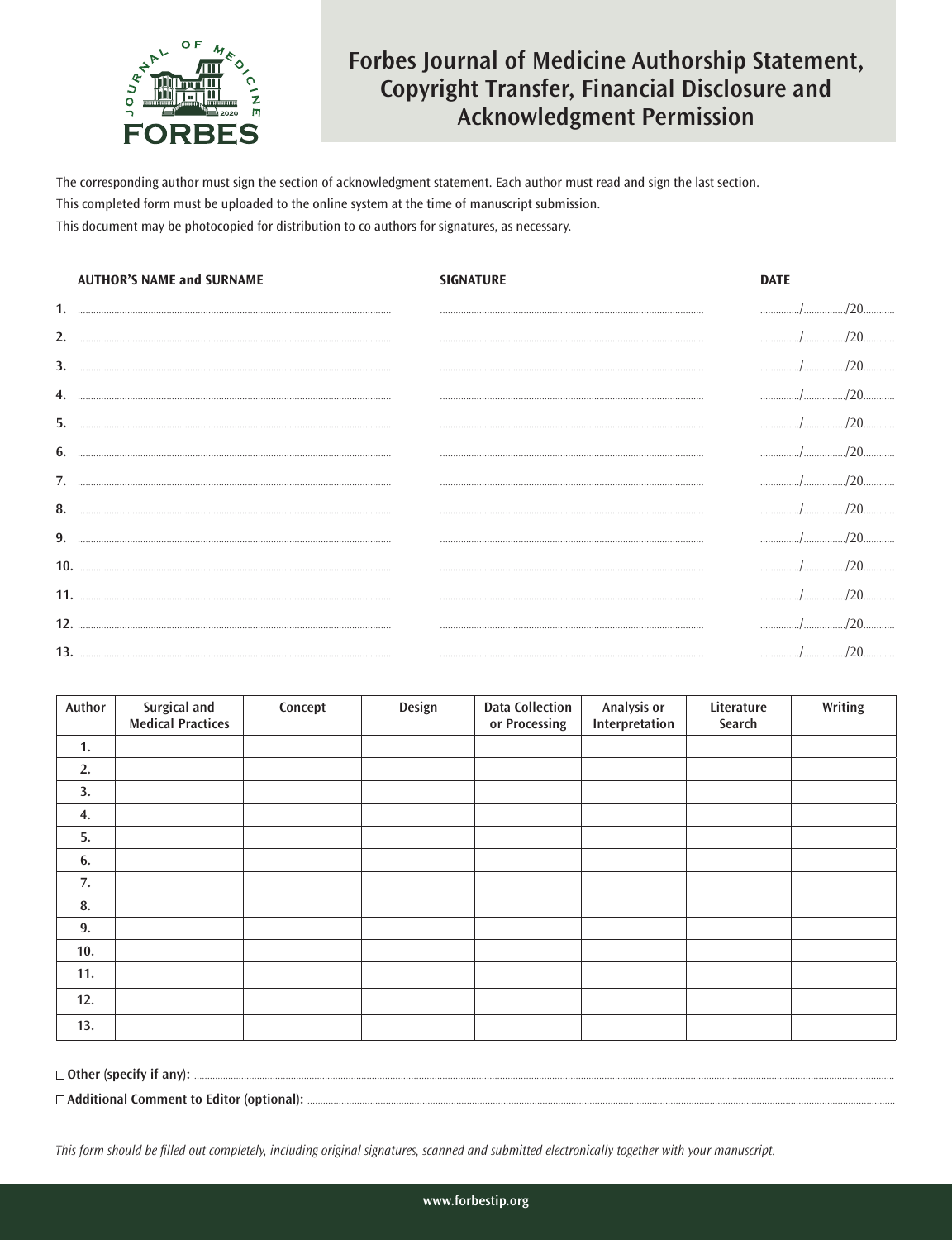# Forbes Journal of Medicine Authorship Statement, Copyright Transfer, Financial Disclosure and Acknowledgment Permission

The corresponding author must sign the section of acknowledgment statement. Each author must read and sign the last section.

This completed form must be uploaded to the online system at the time of manuscript submission.

This document may be photocopied for distribution to co authors for signatures, as necessary.

| AUTHOR'S NAME and SURNAME | SIGNATURE | DATE |
|---|---|---|
| 1. ............ | ............ | ....../....../20...... |
| 2. ............ | ............ | ....../....../20...... |
| 3. ............ | ............ | ....../....../20...... |
| 4. ............ | ............ | ....../....../20...... |
| 5. ............ | ............ | ....../....../20...... |
| 6. ............ | ............ | ....../....../20...... |
| 7. ............ | ............ | ....../....../20...... |
| 8. ............ | ............ | ....../....../20...... |
| 9. ............ | ............ | ....../....../20...... |
| 10. ............ | ............ | ....../....../20...... |
| 11. ............ | ............ | ....../....../20...... |
| 12. ............ | ............ | ....../....../20...... |
| 13. ............ | ............ | ....../....../20...... |

| Author | Surgical and Medical Practices | Concept | Design | Data Collection or Processing | Analysis or Interpretation | Literature Search | Writing |
|---|---|---|---|---|---|---|---|
| 1. | | | | | | | |
| 2. | | | | | | | |
| 3. | | | | | | | |
| 4. | | | | | | | |
| 5. | | | | | | | |
| 6. | | | | | | | |
| 7. | | | | | | | |
| 8. | | | | | | | |
| 9. | | | | | | | |
| 10. | | | | | | | |
| 11. | | | | | | | |
| 12. | | | | | | | |
| 13. | | | | | | | |

☐ **Other (specify if any):** ............

☐ **Additional Comment to Editor (optional):** ............

*This form should be filled out completely, including original signatures, scanned and submitted electronically together with your manuscript.*

www.forbestip.org